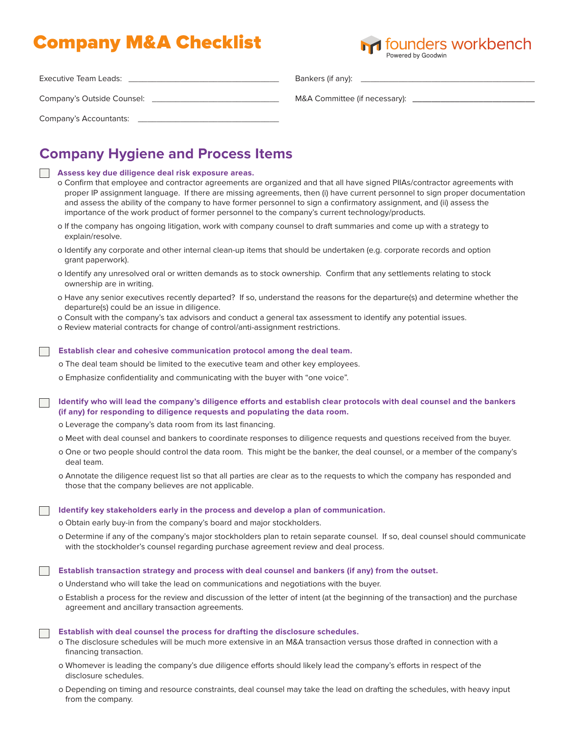# Company M&A Checklist

founders workbench
Powered by Goodwin

Executive Team Leads: ______________________________

Bankers (if any): ______________________________

Company's Outside Counsel: ______________________________

M&A Committee (if necessary): ______________________________

Company's Accountants: ______________________________

## Company Hygiene and Process Items

- [ ] **Assess key due diligence deal risk exposure areas.**
  - Confirm that employee and contractor agreements are organized and that all have signed PIIAs/contractor agreements with proper IP assignment language. If there are missing agreements, then (i) have current personnel to sign proper documentation and assess the ability of the company to have former personnel to sign a confirmatory assignment, and (ii) assess the importance of the work product of former personnel to the company's current technology/products.
  - If the company has ongoing litigation, work with company counsel to draft summaries and come up with a strategy to explain/resolve.
  - Identify any corporate and other internal clean-up items that should be undertaken (e.g. corporate records and option grant paperwork).
  - Identify any unresolved oral or written demands as to stock ownership. Confirm that any settlements relating to stock ownership are in writing.
  - Have any senior executives recently departed? If so, understand the reasons for the departure(s) and determine whether the departure(s) could be an issue in diligence.
  - Consult with the company's tax advisors and conduct a general tax assessment to identify any potential issues.
  - Review material contracts for change of control/anti-assignment restrictions.

- [ ] **Establish clear and cohesive communication protocol among the deal team.**
  - The deal team should be limited to the executive team and other key employees.
  - Emphasize confidentiality and communicating with the buyer with "one voice".

- [ ] **Identify who will lead the company's diligence efforts and establish clear protocols with deal counsel and the bankers (if any) for responding to diligence requests and populating the data room.**
  - Leverage the company's data room from its last financing.
  - Meet with deal counsel and bankers to coordinate responses to diligence requests and questions received from the buyer.
  - One or two people should control the data room. This might be the banker, the deal counsel, or a member of the company's deal team.
  - Annotate the diligence request list so that all parties are clear as to the requests to which the company has responded and those that the company believes are not applicable.

- [ ] **Identify key stakeholders early in the process and develop a plan of communication.**
  - Obtain early buy-in from the company's board and major stockholders.
  - Determine if any of the company's major stockholders plan to retain separate counsel. If so, deal counsel should communicate with the stockholder's counsel regarding purchase agreement review and deal process.

- [ ] **Establish transaction strategy and process with deal counsel and bankers (if any) from the outset.**
  - Understand who will take the lead on communications and negotiations with the buyer.
  - Establish a process for the review and discussion of the letter of intent (at the beginning of the transaction) and the purchase agreement and ancillary transaction agreements.

- [ ] **Establish with deal counsel the process for drafting the disclosure schedules.**
  - The disclosure schedules will be much more extensive in an M&A transaction versus those drafted in connection with a financing transaction.
  - Whomever is leading the company's due diligence efforts should likely lead the company's efforts in respect of the disclosure schedules.
  - Depending on timing and resource constraints, deal counsel may take the lead on drafting the schedules, with heavy input from the company.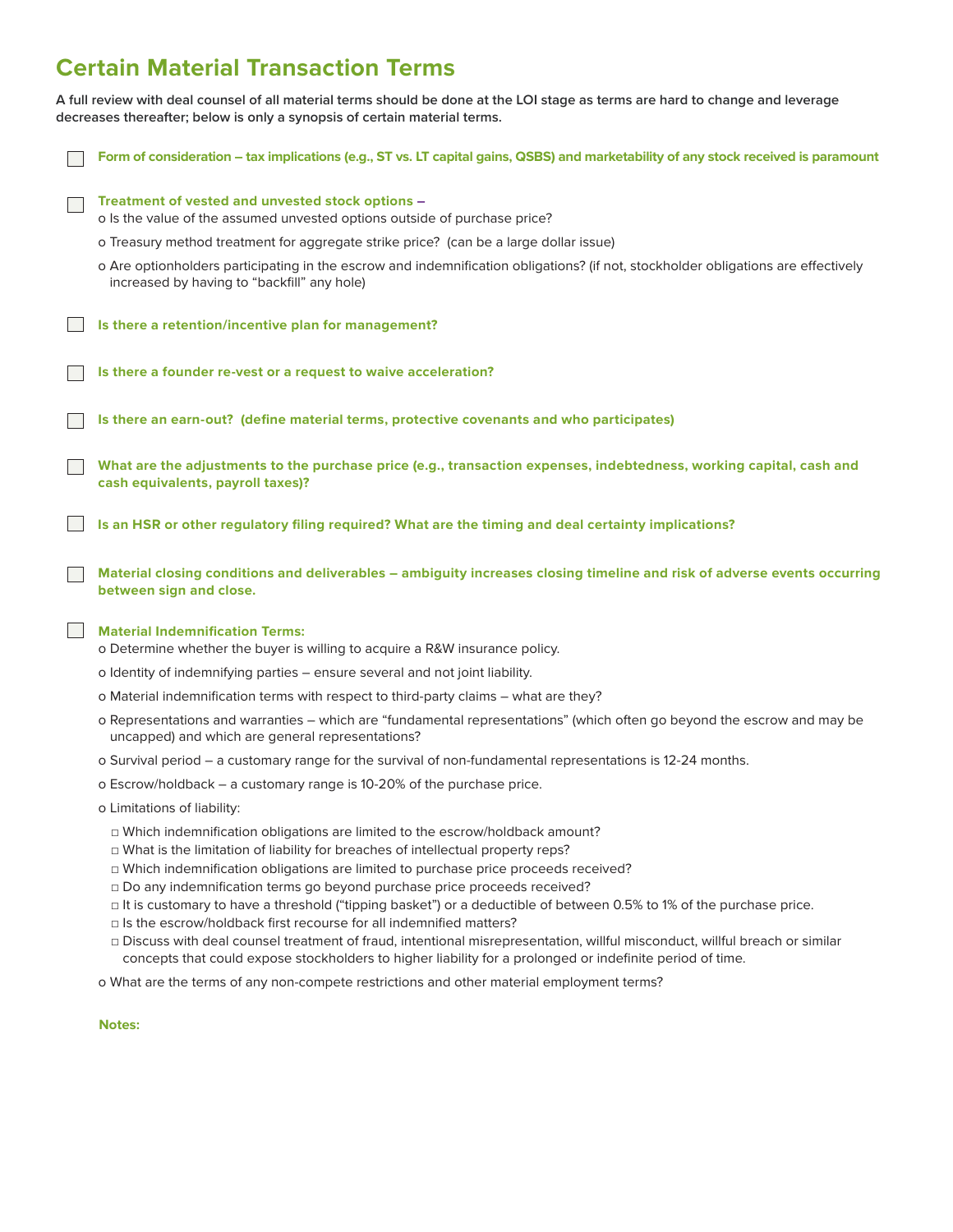# Certain Material Transaction Terms

**A full review with deal counsel of all material terms should be done at the LOI stage as terms are hard to change and leverage decreases thereafter; below is only a synopsis of certain material terms.**

- [ ] **Form of consideration – tax implications (e.g., ST vs. LT capital gains, QSBS) and marketability of any stock received is paramount**

- [ ] **Treatment of vested and unvested stock options –**
  - o Is the value of the assumed unvested options outside of purchase price?
  - o Treasury method treatment for aggregate strike price? (can be a large dollar issue)
  - o Are optionholders participating in the escrow and indemnification obligations? (if not, stockholder obligations are effectively increased by having to "backfill" any hole)

- [ ] **Is there a retention/incentive plan for management?**

- [ ] **Is there a founder re-vest or a request to waive acceleration?**

- [ ] **Is there an earn-out? (define material terms, protective covenants and who participates)**

- [ ] **What are the adjustments to the purchase price (e.g., transaction expenses, indebtedness, working capital, cash and cash equivalents, payroll taxes)?**

- [ ] **Is an HSR or other regulatory filing required? What are the timing and deal certainty implications?**

- [ ] **Material closing conditions and deliverables – ambiguity increases closing timeline and risk of adverse events occurring between sign and close.**

- [ ] **Material Indemnification Terms:**
  - o Determine whether the buyer is willing to acquire a R&W insurance policy.
  - o Identity of indemnifying parties – ensure several and not joint liability.
  - o Material indemnification terms with respect to third-party claims – what are they?
  - o Representations and warranties – which are "fundamental representations" (which often go beyond the escrow and may be uncapped) and which are general representations?
  - o Survival period – a customary range for the survival of non-fundamental representations is 12-24 months.
  - o Escrow/holdback – a customary range is 10-20% of the purchase price.
  - o Limitations of liability:
    - □ Which indemnification obligations are limited to the escrow/holdback amount?
    - □ What is the limitation of liability for breaches of intellectual property reps?
    - □ Which indemnification obligations are limited to purchase price proceeds received?
    - □ Do any indemnification terms go beyond purchase price proceeds received?
    - □ It is customary to have a threshold ("tipping basket") or a deductible of between 0.5% to 1% of the purchase price.
    - □ Is the escrow/holdback first recourse for all indemnified matters?
    - □ Discuss with deal counsel treatment of fraud, intentional misrepresentation, willful misconduct, willful breach or similar concepts that could expose stockholders to higher liability for a prolonged or indefinite period of time.
  - o What are the terms of any non-compete restrictions and other material employment terms?

**Notes:**